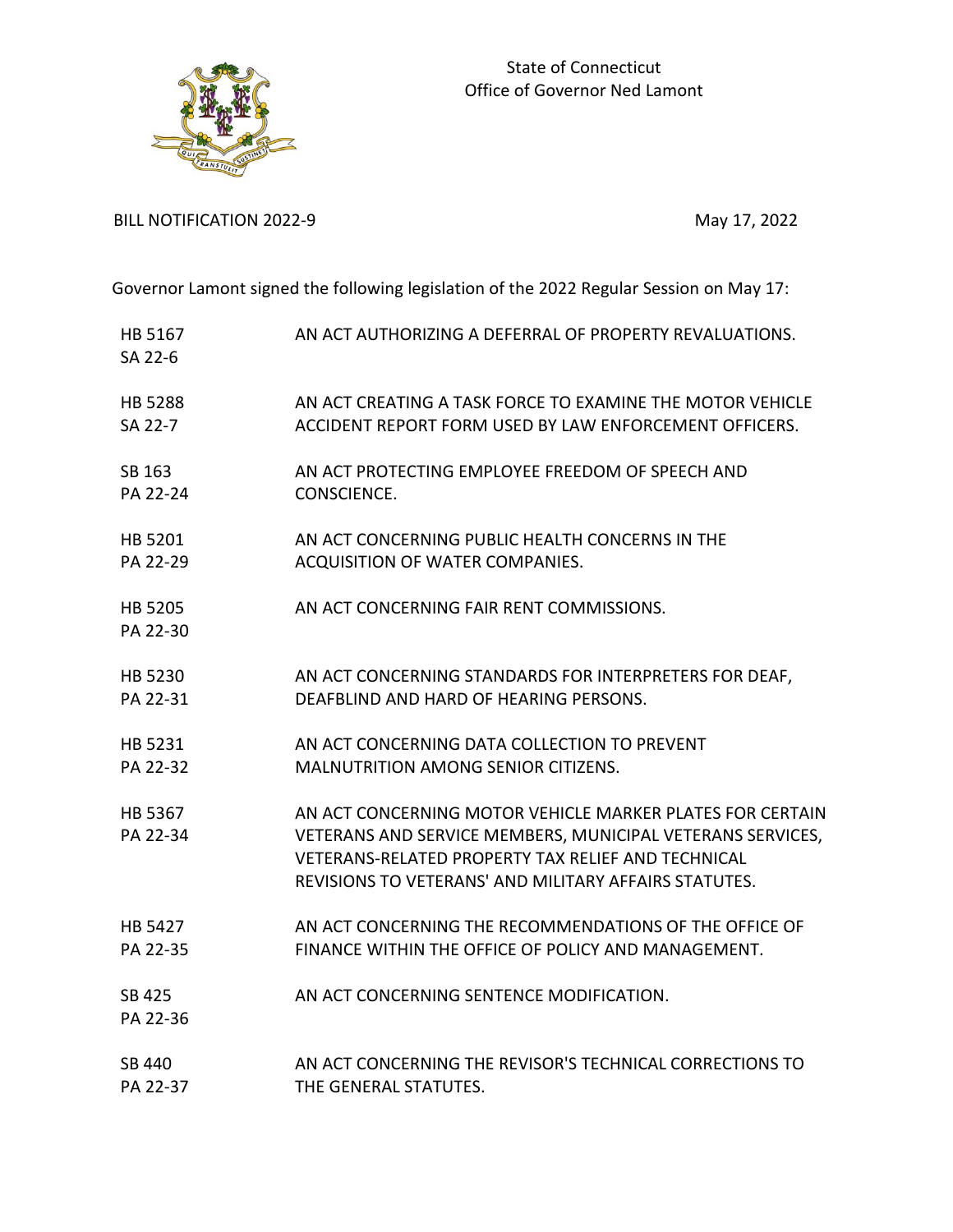State of Connecticut
Office of Governor Ned Lamont

BILL NOTIFICATION 2022-9

May 17, 2022

Governor Lamont signed the following legislation of the 2022 Regular Session on May 17:

| Bill | Title |
| --- | --- |
| HB 5167<br>SA 22-6 | AN ACT AUTHORIZING A DEFERRAL OF PROPERTY REVALUATIONS. |
| HB 5288<br>SA 22-7 | AN ACT CREATING A TASK FORCE TO EXAMINE THE MOTOR VEHICLE ACCIDENT REPORT FORM USED BY LAW ENFORCEMENT OFFICERS. |
| SB 163<br>PA 22-24 | AN ACT PROTECTING EMPLOYEE FREEDOM OF SPEECH AND CONSCIENCE. |
| HB 5201<br>PA 22-29 | AN ACT CONCERNING PUBLIC HEALTH CONCERNS IN THE ACQUISITION OF WATER COMPANIES. |
| HB 5205<br>PA 22-30 | AN ACT CONCERNING FAIR RENT COMMISSIONS. |
| HB 5230<br>PA 22-31 | AN ACT CONCERNING STANDARDS FOR INTERPRETERS FOR DEAF, DEAFBLIND AND HARD OF HEARING PERSONS. |
| HB 5231<br>PA 22-32 | AN ACT CONCERNING DATA COLLECTION TO PREVENT MALNUTRITION AMONG SENIOR CITIZENS. |
| HB 5367<br>PA 22-34 | AN ACT CONCERNING MOTOR VEHICLE MARKER PLATES FOR CERTAIN VETERANS AND SERVICE MEMBERS, MUNICIPAL VETERANS SERVICES, VETERANS-RELATED PROPERTY TAX RELIEF AND TECHNICAL REVISIONS TO VETERANS' AND MILITARY AFFAIRS STATUTES. |
| HB 5427<br>PA 22-35 | AN ACT CONCERNING THE RECOMMENDATIONS OF THE OFFICE OF FINANCE WITHIN THE OFFICE OF POLICY AND MANAGEMENT. |
| SB 425<br>PA 22-36 | AN ACT CONCERNING SENTENCE MODIFICATION. |
| SB 440<br>PA 22-37 | AN ACT CONCERNING THE REVISOR'S TECHNICAL CORRECTIONS TO THE GENERAL STATUTES. |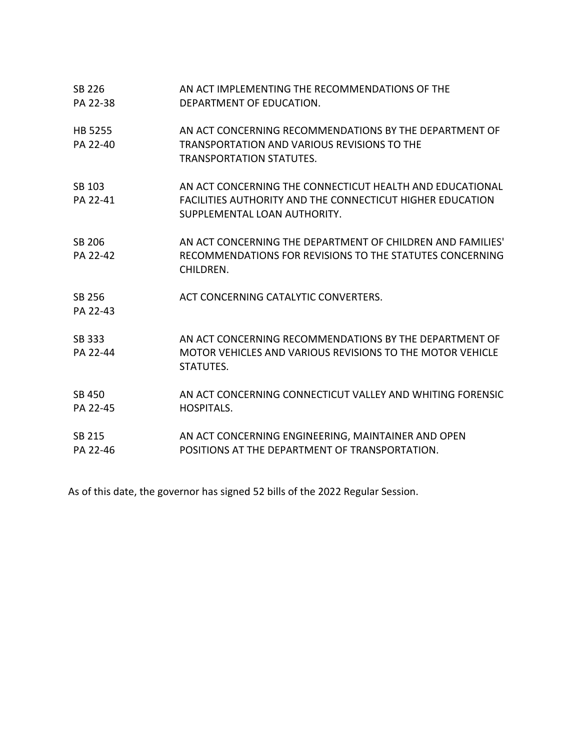| | |
|---|---|
| SB 226<br>PA 22-38 | AN ACT IMPLEMENTING THE RECOMMENDATIONS OF THE DEPARTMENT OF EDUCATION. |
| HB 5255<br>PA 22-40 | AN ACT CONCERNING RECOMMENDATIONS BY THE DEPARTMENT OF TRANSPORTATION AND VARIOUS REVISIONS TO THE TRANSPORTATION STATUTES. |
| SB 103<br>PA 22-41 | AN ACT CONCERNING THE CONNECTICUT HEALTH AND EDUCATIONAL FACILITIES AUTHORITY AND THE CONNECTICUT HIGHER EDUCATION SUPPLEMENTAL LOAN AUTHORITY. |
| SB 206<br>PA 22-42 | AN ACT CONCERNING THE DEPARTMENT OF CHILDREN AND FAMILIES' RECOMMENDATIONS FOR REVISIONS TO THE STATUTES CONCERNING CHILDREN. |
| SB 256<br>PA 22-43 | ACT CONCERNING CATALYTIC CONVERTERS. |
| SB 333<br>PA 22-44 | AN ACT CONCERNING RECOMMENDATIONS BY THE DEPARTMENT OF MOTOR VEHICLES AND VARIOUS REVISIONS TO THE MOTOR VEHICLE STATUTES. |
| SB 450<br>PA 22-45 | AN ACT CONCERNING CONNECTICUT VALLEY AND WHITING FORENSIC HOSPITALS. |
| SB 215<br>PA 22-46 | AN ACT CONCERNING ENGINEERING, MAINTAINER AND OPEN POSITIONS AT THE DEPARTMENT OF TRANSPORTATION. |

As of this date, the governor has signed 52 bills of the 2022 Regular Session.